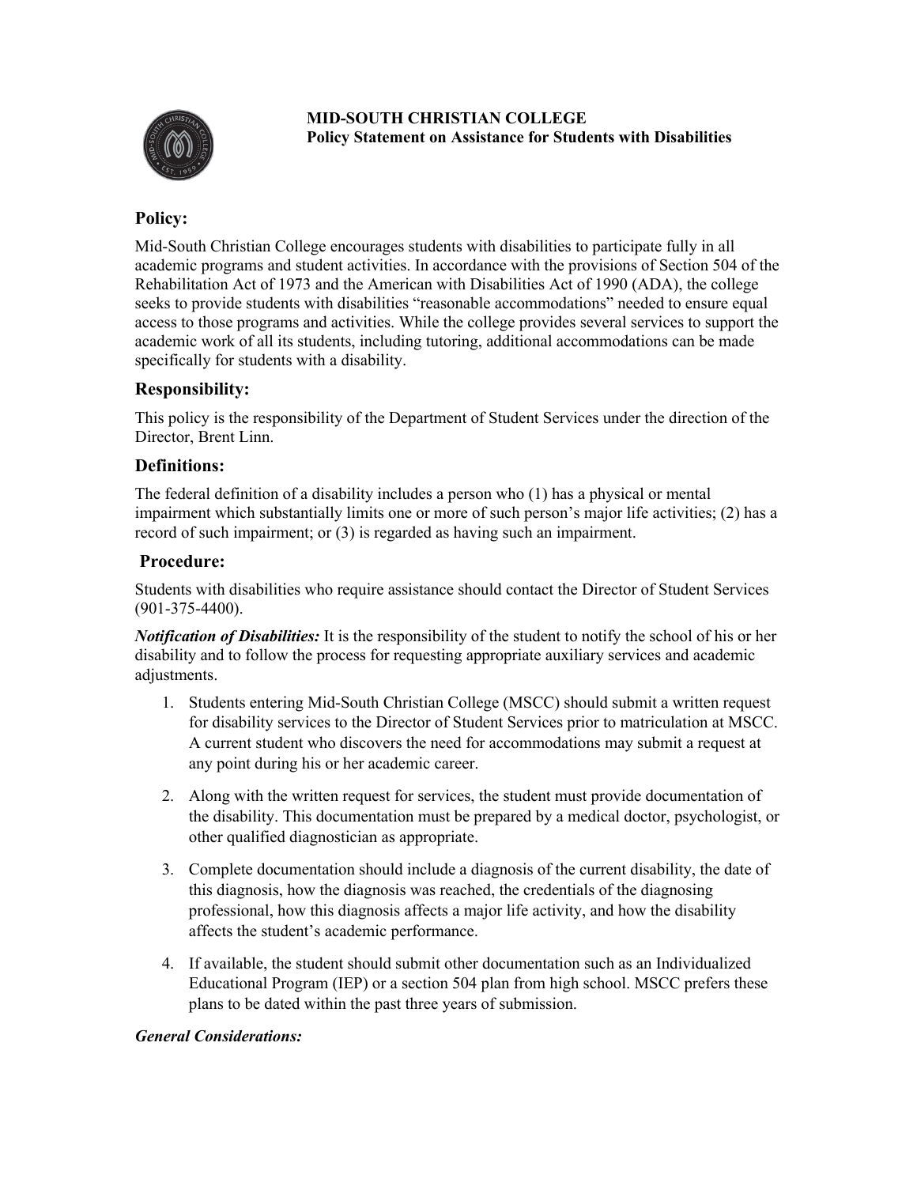**MID-SOUTH CHRISTIAN COLLEGE**
**Policy Statement on Assistance for Students with Disabilities**

## Policy:

Mid-South Christian College encourages students with disabilities to participate fully in all academic programs and student activities. In accordance with the provisions of Section 504 of the Rehabilitation Act of 1973 and the American with Disabilities Act of 1990 (ADA), the college seeks to provide students with disabilities "reasonable accommodations" needed to ensure equal access to those programs and activities. While the college provides several services to support the academic work of all its students, including tutoring, additional accommodations can be made specifically for students with a disability.

## Responsibility:

This policy is the responsibility of the Department of Student Services under the direction of the Director, Brent Linn.

## Definitions:

The federal definition of a disability includes a person who (1) has a physical or mental impairment which substantially limits one or more of such person's major life activities; (2) has a record of such impairment; or (3) is regarded as having such an impairment.

## Procedure:

Students with disabilities who require assistance should contact the Director of Student Services (901-375-4400).

***Notification of Disabilities:*** It is the responsibility of the student to notify the school of his or her disability and to follow the process for requesting appropriate auxiliary services and academic adjustments.

1. Students entering Mid-South Christian College (MSCC) should submit a written request for disability services to the Director of Student Services prior to matriculation at MSCC. A current student who discovers the need for accommodations may submit a request at any point during his or her academic career.
2. Along with the written request for services, the student must provide documentation of the disability. This documentation must be prepared by a medical doctor, psychologist, or other qualified diagnostician as appropriate.
3. Complete documentation should include a diagnosis of the current disability, the date of this diagnosis, how the diagnosis was reached, the credentials of the diagnosing professional, how this diagnosis affects a major life activity, and how the disability affects the student's academic performance.
4. If available, the student should submit other documentation such as an Individualized Educational Program (IEP) or a section 504 plan from high school. MSCC prefers these plans to be dated within the past three years of submission.

***General Considerations:***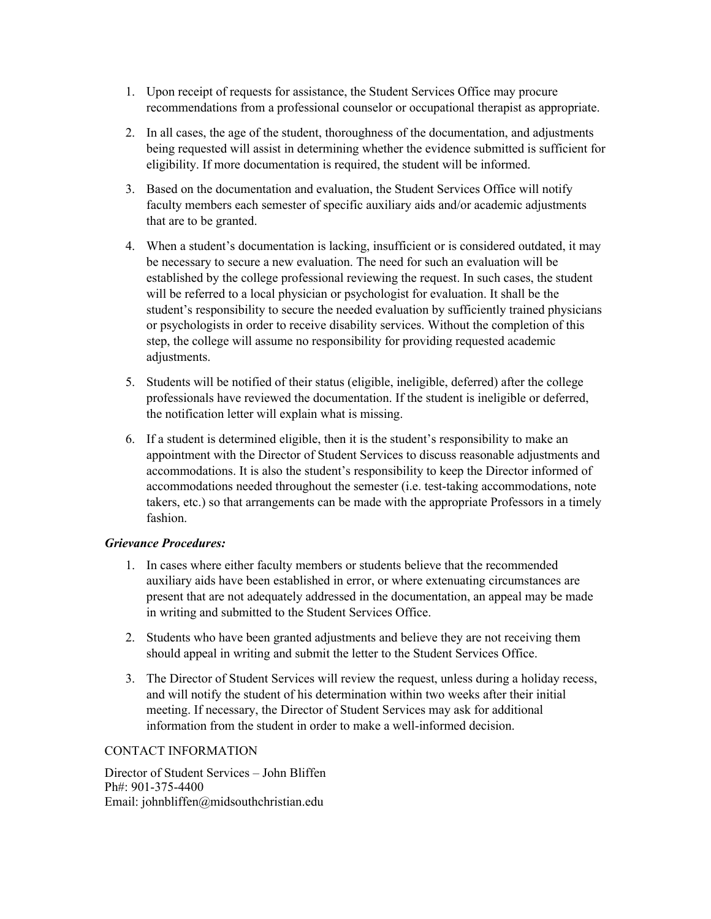1. Upon receipt of requests for assistance, the Student Services Office may procure recommendations from a professional counselor or occupational therapist as appropriate.

2. In all cases, the age of the student, thoroughness of the documentation, and adjustments being requested will assist in determining whether the evidence submitted is sufficient for eligibility. If more documentation is required, the student will be informed.

3. Based on the documentation and evaluation, the Student Services Office will notify faculty members each semester of specific auxiliary aids and/or academic adjustments that are to be granted.

4. When a student's documentation is lacking, insufficient or is considered outdated, it may be necessary to secure a new evaluation. The need for such an evaluation will be established by the college professional reviewing the request. In such cases, the student will be referred to a local physician or psychologist for evaluation. It shall be the student's responsibility to secure the needed evaluation by sufficiently trained physicians or psychologists in order to receive disability services. Without the completion of this step, the college will assume no responsibility for providing requested academic adjustments.

5. Students will be notified of their status (eligible, ineligible, deferred) after the college professionals have reviewed the documentation. If the student is ineligible or deferred, the notification letter will explain what is missing.

6. If a student is determined eligible, then it is the student's responsibility to make an appointment with the Director of Student Services to discuss reasonable adjustments and accommodations. It is also the student's responsibility to keep the Director informed of accommodations needed throughout the semester (i.e. test-taking accommodations, note takers, etc.) so that arrangements can be made with the appropriate Professors in a timely fashion.

***Grievance Procedures:***

1. In cases where either faculty members or students believe that the recommended auxiliary aids have been established in error, or where extenuating circumstances are present that are not adequately addressed in the documentation, an appeal may be made in writing and submitted to the Student Services Office.

2. Students who have been granted adjustments and believe they are not receiving them should appeal in writing and submit the letter to the Student Services Office.

3. The Director of Student Services will review the request, unless during a holiday recess, and will notify the student of his determination within two weeks after their initial meeting. If necessary, the Director of Student Services may ask for additional information from the student in order to make a well-informed decision.

CONTACT INFORMATION

Director of Student Services – John Bliffen
Ph#: 901-375-4400
Email: johnbliffen@midsouthchristian.edu